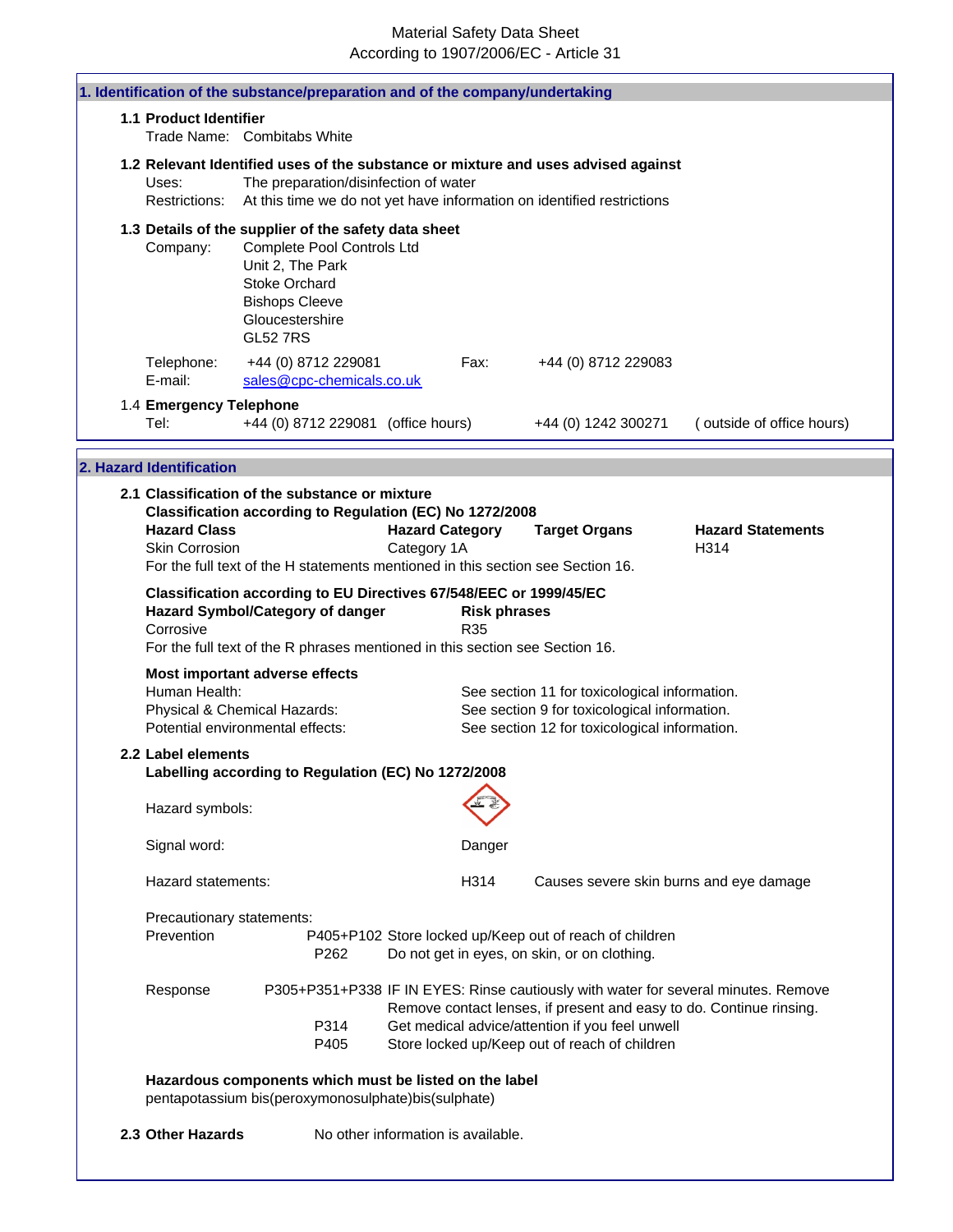Material Safety Data Sheet
According to 1907/2006/EC - Article 31

## 1. Identification of the substance/preparation and of the company/undertaking

### 1.1 Product Identifier

Trade Name: Combitabs White

### 1.2 Relevant Identified uses of the substance or mixture and uses advised against

Uses: The preparation/disinfection of water
Restrictions: At this time we do not yet have information on identified restrictions

### 1.3 Details of the supplier of the safety data sheet

Company: Complete Pool Controls Ltd
Unit 2, The Park
Stoke Orchard
Bishops Cleeve
Gloucestershire
GL52 7RS

Telephone: +44 (0) 8712 229081 Fax: +44 (0) 8712 229083
E-mail: sales@cpc-chemicals.co.uk

### 1.4 Emergency Telephone

Tel: +44 (0) 8712 229081 (office hours) +44 (0) 1242 300271 ( outside of office hours)

## 2. Hazard Identification

### 2.1 Classification of the substance or mixture

**Classification according to Regulation (EC) No 1272/2008**

| Hazard Class | Hazard Category | Target Organs | Hazard Statements |
|---|---|---|---|
| Skin Corrosion | Category 1A | | H314 |

For the full text of the H statements mentioned in this section see Section 16.

**Classification according to EU Directives 67/548/EEC or 1999/45/EC**

| Hazard Symbol/Category of danger | Risk phrases |
|---|---|
| Corrosive | R35 |

For the full text of the R phrases mentioned in this section see Section 16.

**Most important adverse effects**

Human Health: See section 11 for toxicological information.
Physical & Chemical Hazards: See section 9 for toxicological information.
Potential environmental effects: See section 12 for toxicological information.

### 2.2 Label elements

**Labelling according to Regulation (EC) No 1272/2008**

Hazard symbols:

Signal word: Danger

Hazard statements: H314 Causes severe skin burns and eye damage

Precautionary statements:

Prevention
- P405+P102 Store locked up/Keep out of reach of children
- P262 Do not get in eyes, on skin, or on clothing.

Response
- P305+P351+P338 IF IN EYES: Rinse cautiously with water for several minutes. Remove Remove contact lenses, if present and easy to do. Continue rinsing.
- P314 Get medical advice/attention if you feel unwell
- P405 Store locked up/Keep out of reach of children

**Hazardous components which must be listed on the label**

pentapotassium bis(peroxymonosulphate)bis(sulphate)

### 2.3 Other Hazards

No other information is available.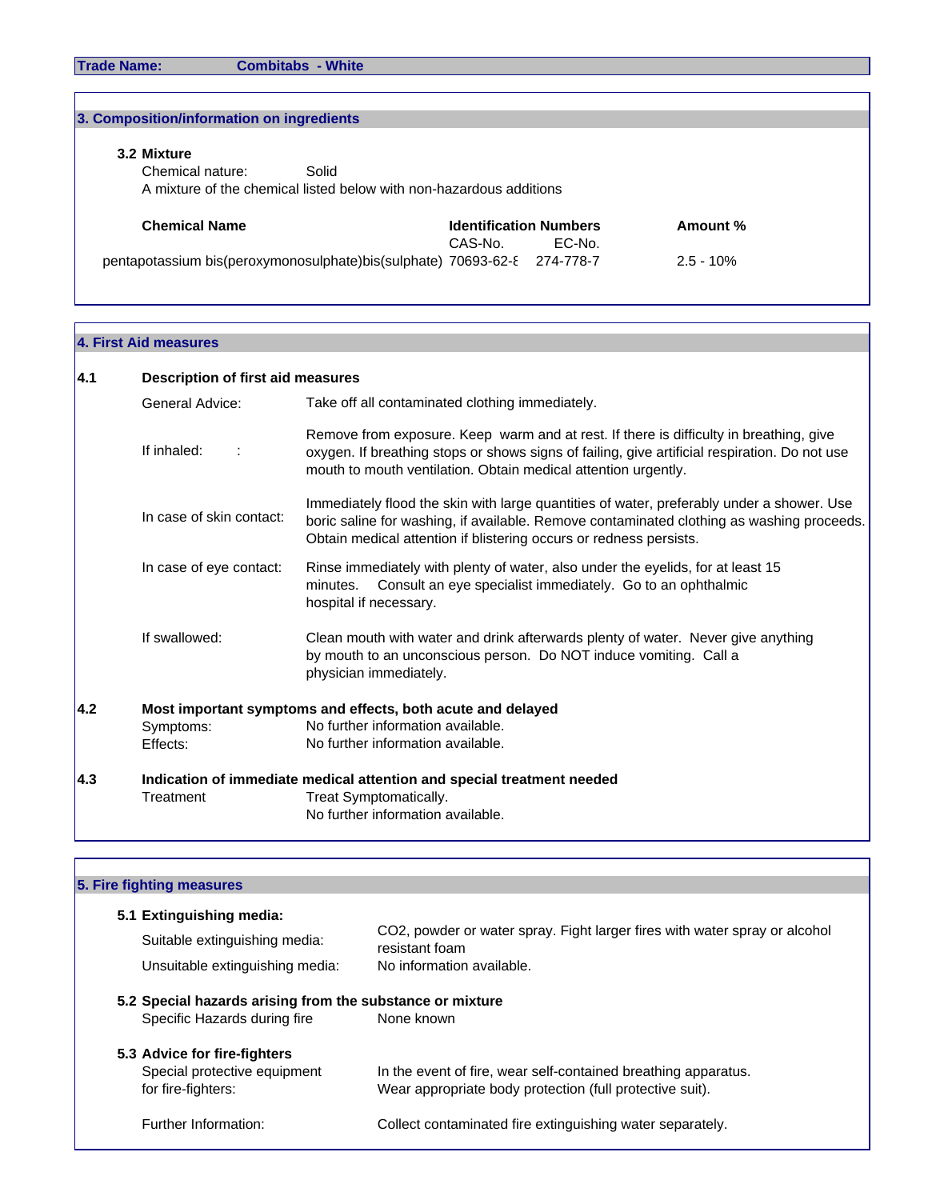**Trade Name:** Combitabs - White

## 3. Composition/information on ingredients

### 3.2 Mixture

Chemical nature: Solid

A mixture of the chemical listed below with non-hazardous additions

| Chemical Name | Identification Numbers CAS-No. | EC-No. | Amount % |
|---|---|---|---|
| pentapotassium bis(peroxymonosulphate)bis(sulphate) | 70693-62-8 | 274-778-7 | 2.5 - 10% |

## 4. First Aid measures

**4.1 Description of first aid measures**

General Advice: Take off all contaminated clothing immediately.

If inhaled: Remove from exposure. Keep warm and at rest. If there is difficulty in breathing, give oxygen. If breathing stops or shows signs of failing, give artificial respiration. Do not use mouth to mouth ventilation. Obtain medical attention urgently.

In case of skin contact: Immediately flood the skin with large quantities of water, preferably under a shower. Use boric saline for washing, if available. Remove contaminated clothing as washing proceeds. Obtain medical attention if blistering occurs or redness persists.

In case of eye contact: Rinse immediately with plenty of water, also under the eyelids, for at least 15 minutes. Consult an eye specialist immediately. Go to an ophthalmic hospital if necessary.

If swallowed: Clean mouth with water and drink afterwards plenty of water. Never give anything by mouth to an unconscious person. Do NOT induce vomiting. Call a physician immediately.

**4.2 Most important symptoms and effects, both acute and delayed**

Symptoms: No further information available.

Effects: No further information available.

**4.3 Indication of immediate medical attention and special treatment needed**

Treatment: Treat Symptomatically. No further information available.

## 5. Fire fighting measures

### 5.1 Extinguishing media:

Suitable extinguishing media: $CO_2$, powder or water spray. Fight larger fires with water spray or alcohol resistant foam

Unsuitable extinguishing media: No information available.

### 5.2 Special hazards arising from the substance or mixture

Specific Hazards during fire: None known

### 5.3 Advice for fire-fighters

Special protective equipment for fire-fighters: In the event of fire, wear self-contained breathing apparatus. Wear appropriate body protection (full protective suit).

Further Information: Collect contaminated fire extinguishing water separately.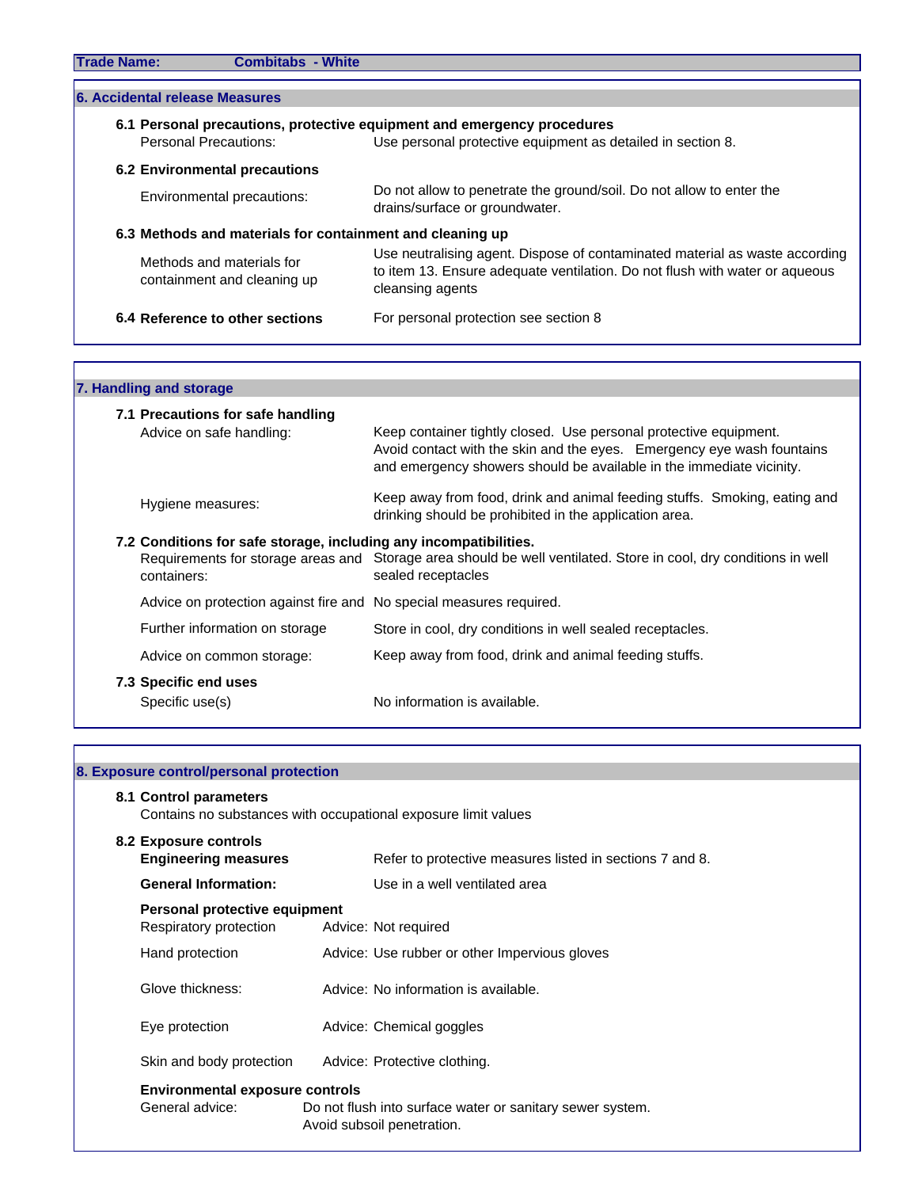**Trade Name:** Combitabs - White

## 6. Accidental release Measures

### 6.1 Personal precautions, protective equipment and emergency procedures

Personal Precautions: Use personal protective equipment as detailed in section 8.

### 6.2 Environmental precautions

Environmental precautions: Do not allow to penetrate the ground/soil. Do not allow to enter the drains/surface or groundwater.

### 6.3 Methods and materials for containment and cleaning up

Methods and materials for containment and cleaning up: Use neutralising agent. Dispose of contaminated material as waste according to item 13. Ensure adequate ventilation. Do not flush with water or aqueous cleansing agents

### 6.4 Reference to other sections

For personal protection see section 8

## 7. Handling and storage

### 7.1 Precautions for safe handling

Advice on safe handling: Keep container tightly closed. Use personal protective equipment. Avoid contact with the skin and the eyes. Emergency eye wash fountains and emergency showers should be available in the immediate vicinity.

Hygiene measures: Keep away from food, drink and animal feeding stuffs. Smoking, eating and drinking should be prohibited in the application area.

### 7.2 Conditions for safe storage, including any incompatibilities.

Requirements for storage areas and containers: Storage area should be well ventilated. Store in cool, dry conditions in well sealed receptacles

Advice on protection against fire and: No special measures required.

Further information on storage: Store in cool, dry conditions in well sealed receptacles.

Advice on common storage: Keep away from food, drink and animal feeding stuffs.

### 7.3 Specific end uses

Specific use(s): No information is available.

## 8. Exposure control/personal protection

### 8.1 Control parameters

Contains no substances with occupational exposure limit values

### 8.2 Exposure controls

**Engineering measures**: Refer to protective measures listed in sections 7 and 8.

**General Information:** Use in a well ventilated area

**Personal protective equipment**

Respiratory protection: Advice: Not required

Hand protection: Advice: Use rubber or other Impervious gloves

Glove thickness: Advice: No information is available.

Eye protection: Advice: Chemical goggles

Skin and body protection: Advice: Protective clothing.

**Environmental exposure controls**

General advice: Do not flush into surface water or sanitary sewer system. Avoid subsoil penetration.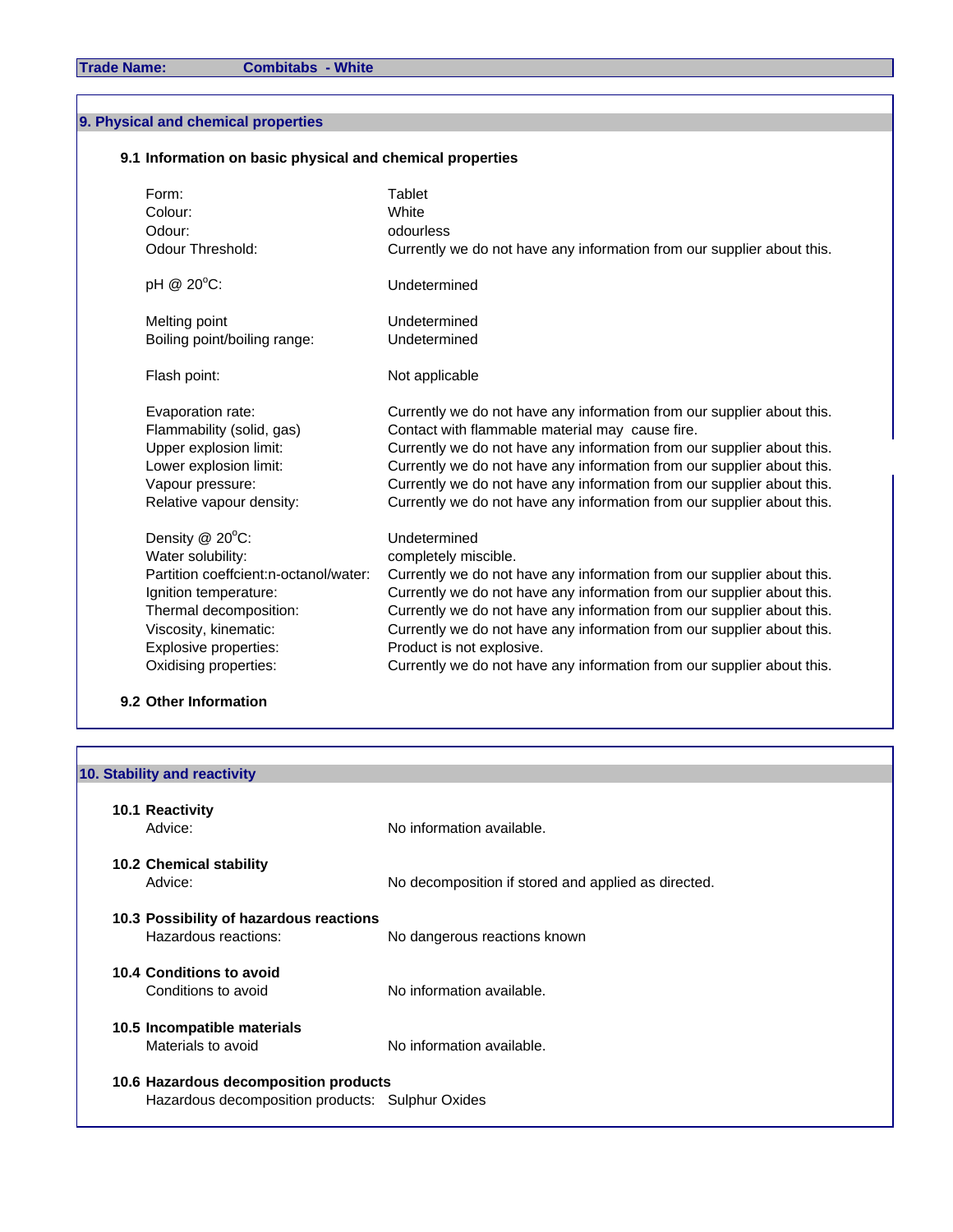**Trade Name:** **Combitabs - White**

## 9. Physical and chemical properties

### 9.1 Information on basic physical and chemical properties

| | |
|---|---|
| Form: | Tablet |
| Colour: | White |
| Odour: | odourless |
| Odour Threshold: | Currently we do not have any information from our supplier about this. |
| pH @ 20°C: | Undetermined |
| Melting point | Undetermined |
| Boiling point/boiling range: | Undetermined |
| Flash point: | Not applicable |
| Evaporation rate: | Currently we do not have any information from our supplier about this. |
| Flammability (solid, gas) | Contact with flammable material may cause fire. |
| Upper explosion limit: | Currently we do not have any information from our supplier about this. |
| Lower explosion limit: | Currently we do not have any information from our supplier about this. |
| Vapour pressure: | Currently we do not have any information from our supplier about this. |
| Relative vapour density: | Currently we do not have any information from our supplier about this. |
| Density @ 20°C: | Undetermined |
| Water solubility: | completely miscible. |
| Partition coeffcient:n-octanol/water: | Currently we do not have any information from our supplier about this. |
| Ignition temperature: | Currently we do not have any information from our supplier about this. |
| Thermal decomposition: | Currently we do not have any information from our supplier about this. |
| Viscosity, kinematic: | Currently we do not have any information from our supplier about this. |
| Explosive properties: | Product is not explosive. |
| Oxidising properties: | Currently we do not have any information from our supplier about this. |

### 9.2 Other Information

## 10. Stability and reactivity

### 10.1 Reactivity

Advice: No information available.

### 10.2 Chemical stability

Advice: No decomposition if stored and applied as directed.

### 10.3 Possibility of hazardous reactions

Hazardous reactions: No dangerous reactions known

### 10.4 Conditions to avoid

Conditions to avoid: No information available.

### 10.5 Incompatible materials

Materials to avoid: No information available.

### 10.6 Hazardous decomposition products

Hazardous decomposition products: Sulphur Oxides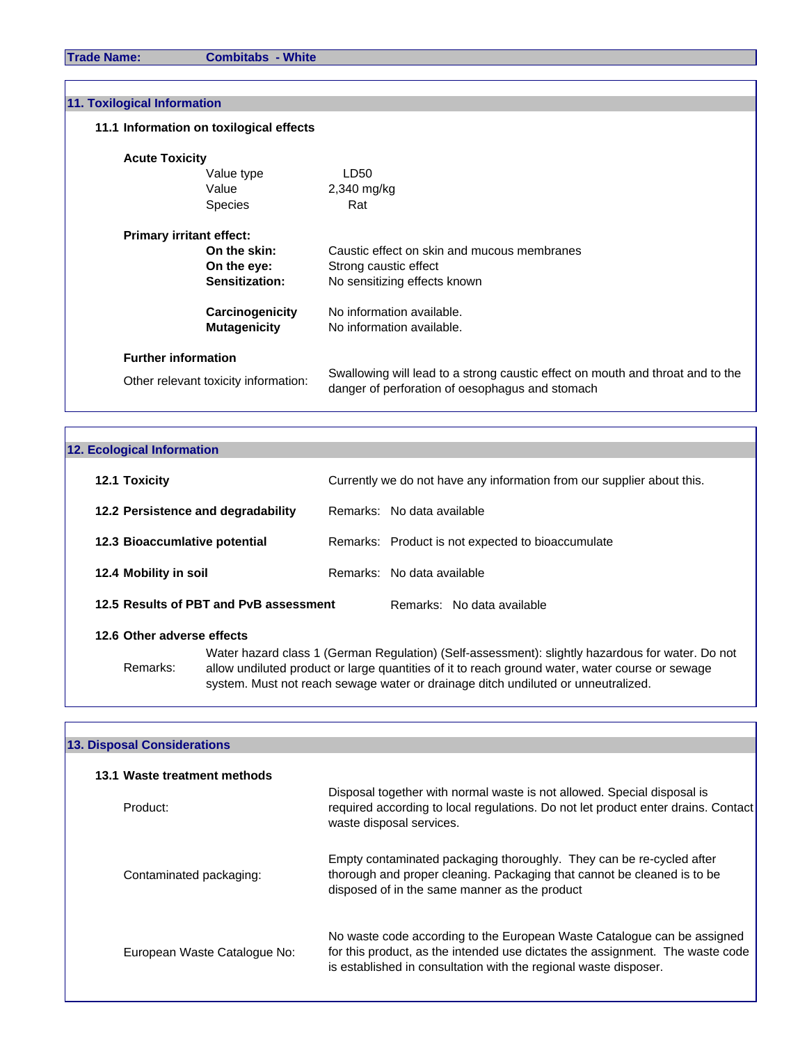**Trade Name:** **Combitabs - White**

## 11. Toxilogical Information

### 11.1 Information on toxilogical effects

**Acute Toxicity**

| | |
|---|---|
| Value type | LD50 |
| Value | 2,340 mg/kg |
| Species | Rat |

**Primary irritant effect:**

| | |
|---|---|
| **On the skin:** | Caustic effect on skin and mucous membranes |
| **On the eye:** | Strong caustic effect |
| **Sensitization:** | No sensitizing effects known |
| **Carcinogenicity** | No information available. |
| **Mutagenicity** | No information available. |

**Further information**

Other relevant toxicity information: Swallowing will lead to a strong caustic effect on mouth and throat and to the danger of perforation of oesophagus and stomach

## 12. Ecological Information

| | |
|---|---|
| **12.1 Toxicity** | Currently we do not have any information from our supplier about this. |
| **12.2 Persistence and degradability** | Remarks: No data available |
| **12.3 Bioaccumlative potential** | Remarks: Product is not expected to bioaccumulate |
| **12.4 Mobility in soil** | Remarks: No data available |
| **12.5 Results of PBT and PvB assessment** | Remarks: No data available |

**12.6 Other adverse effects**

Remarks: Water hazard class 1 (German Regulation) (Self-assessment): slightly hazardous for water. Do not allow undiluted product or large quantities of it to reach ground water, water course or sewage system. Must not reach sewage water or drainage ditch undiluted or unneutralized.

## 13. Disposal Considerations

### 13.1 Waste treatment methods

| | |
|---|---|
| Product: | Disposal together with normal waste is not allowed. Special disposal is required according to local regulations. Do not let product enter drains. Contact waste disposal services. |
| Contaminated packaging: | Empty contaminated packaging thoroughly. They can be re-cycled after thorough and proper cleaning. Packaging that cannot be cleaned is to be disposed of in the same manner as the product |
| European Waste Catalogue No: | No waste code according to the European Waste Catalogue can be assigned for this product, as the intended use dictates the assignment. The waste code is established in consultation with the regional waste disposer. |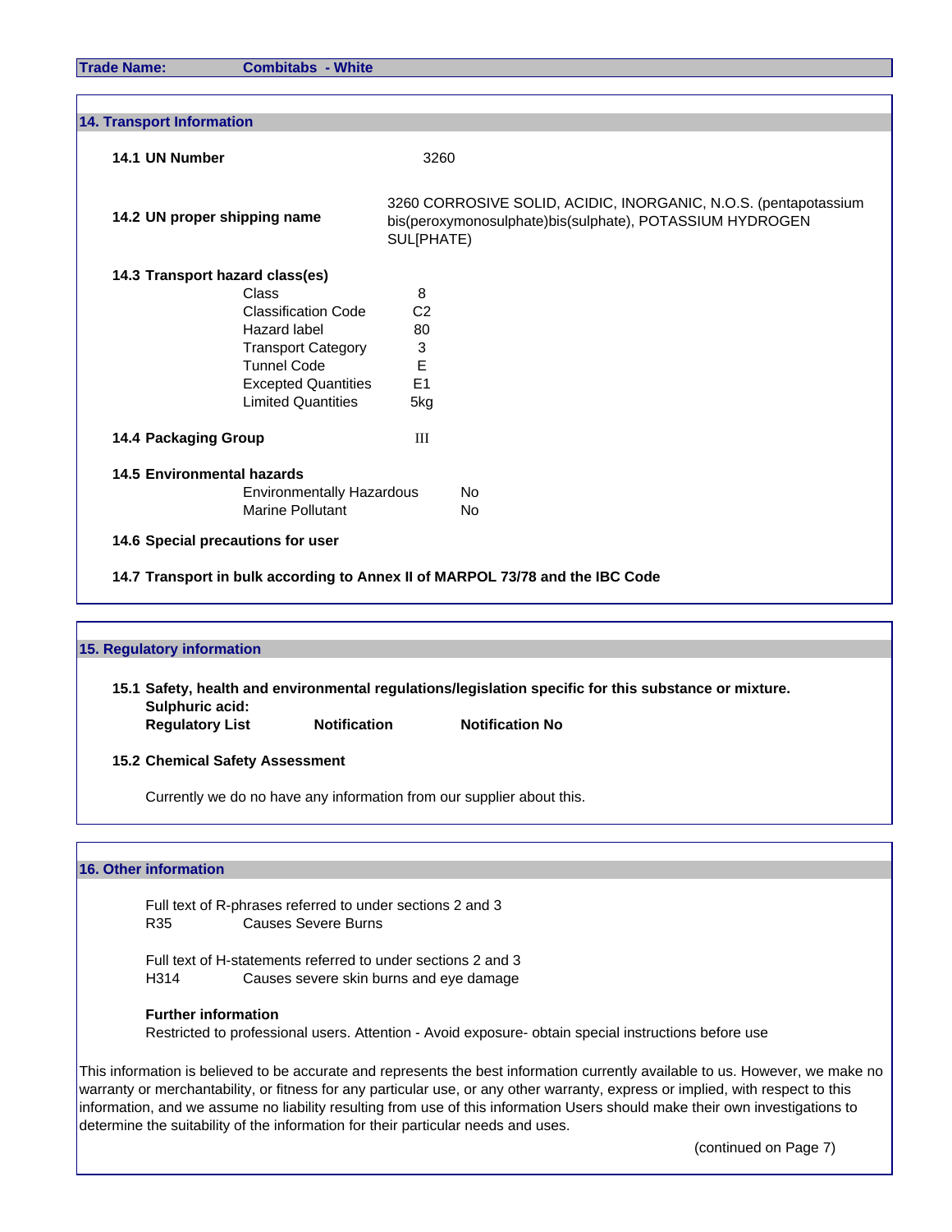**Trade Name:** **Combitabs - White**

## 14. Transport Information

**14.1 UN Number** 3260

**14.2 UN proper shipping name** 3260 CORROSIVE SOLID, ACIDIC, INORGANIC, N.O.S. (pentapotassium bis(peroxymonosulphate)bis(sulphate), POTASSIUM HYDROGEN SUL[PHATE)

**14.3 Transport hazard class(es)**

| | |
|---|---|
| Class | 8 |
| Classification Code | C2 |
| Hazard label | 80 |
| Transport Category | 3 |
| Tunnel Code | E |
| Excepted Quantities | E1 |
| Limited Quantities | 5kg |

**14.4 Packaging Group** III

**14.5 Environmental hazards**

| | |
|---|---|
| Environmentally Hazardous | No |
| Marine Pollutant | No |

**14.6 Special precautions for user**

**14.7 Transport in bulk according to Annex II of MARPOL 73/78 and the IBC Code**

## 15. Regulatory information

**15.1 Safety, health and environmental regulations/legislation specific for this substance or mixture.**

**Sulphuric acid:**

| Regulatory List | Notification | Notification No |
|---|---|---|

**15.2 Chemical Safety Assessment**

Currently we do no have any information from our supplier about this.

## 16. Other information

Full text of R-phrases referred to under sections 2 and 3

R35 Causes Severe Burns

Full text of H-statements referred to under sections 2 and 3

H314 Causes severe skin burns and eye damage

**Further information**

Restricted to professional users. Attention - Avoid exposure- obtain special instructions before use

This information is believed to be accurate and represents the best information currently available to us. However, we make no warranty or merchantability, or fitness for any particular use, or any other warranty, express or implied, with respect to this information, and we assume no liability resulting from use of this information Users should make their own investigations to determine the suitability of the information for their particular needs and uses.

(continued on Page 7)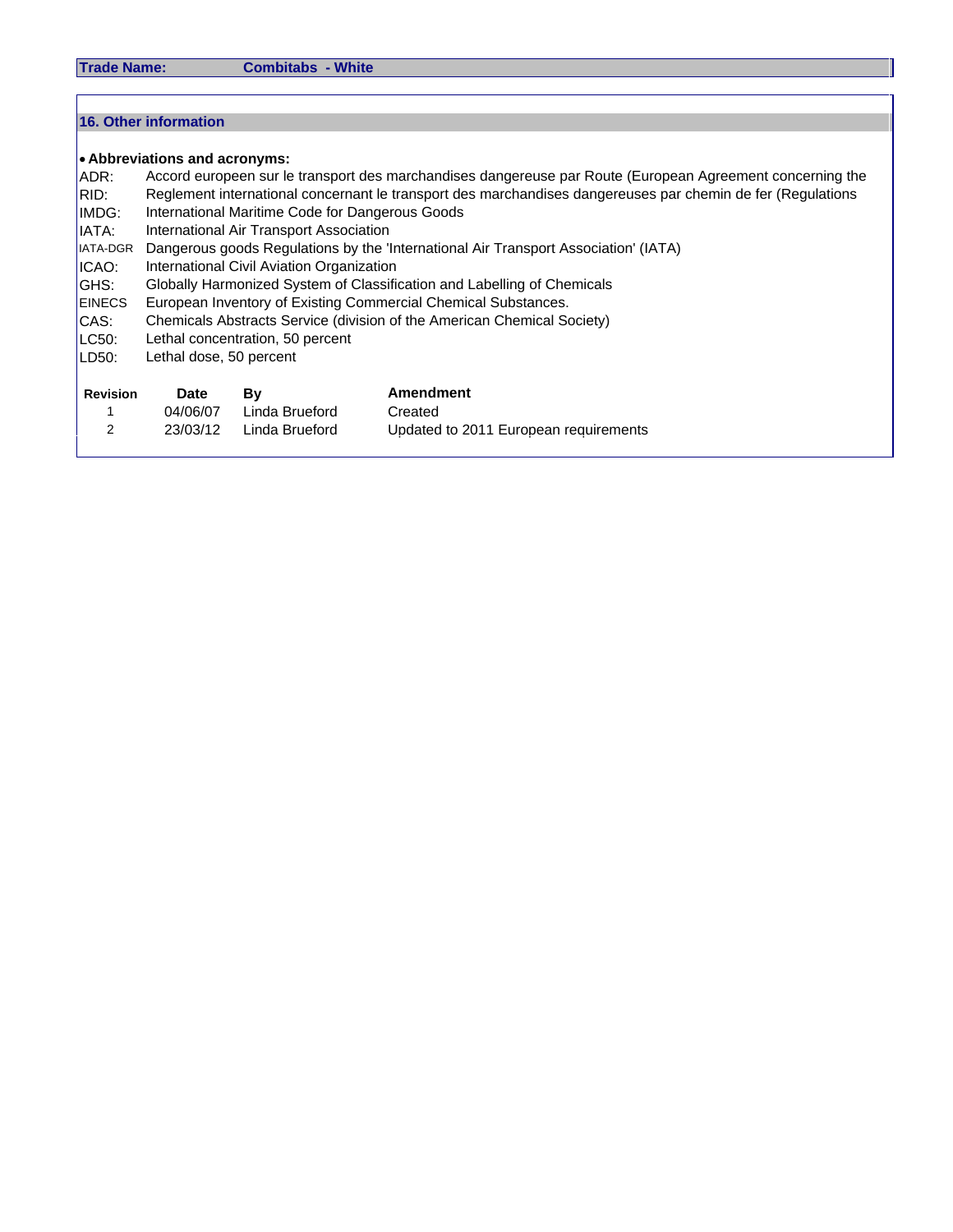**Trade Name:** **Combitabs - White**

## 16. Other information

- **Abbreviations and acronyms:**

ADR: Accord europeen sur le transport des marchandises dangereuse par Route (European Agreement concerning the
RID: Reglement international concernant le transport des marchandises dangereuses par chemin de fer (Regulations
IMDG: International Maritime Code for Dangerous Goods
IATA: International Air Transport Association
IATA-DGR Dangerous goods Regulations by the 'International Air Transport Association' (IATA)
ICAO: International Civil Aviation Organization
GHS: Globally Harmonized System of Classification and Labelling of Chemicals
EINECS European Inventory of Existing Commercial Chemical Substances.
CAS: Chemicals Abstracts Service (division of the American Chemical Society)
LC50: Lethal concentration, 50 percent
LD50: Lethal dose, 50 percent

| Revision | Date | By | Amendment |
|---|---|---|---|
| 1 | 04/06/07 | Linda Brueford | Created |
| 2 | 23/03/12 | Linda Brueford | Updated to 2011 European requirements |